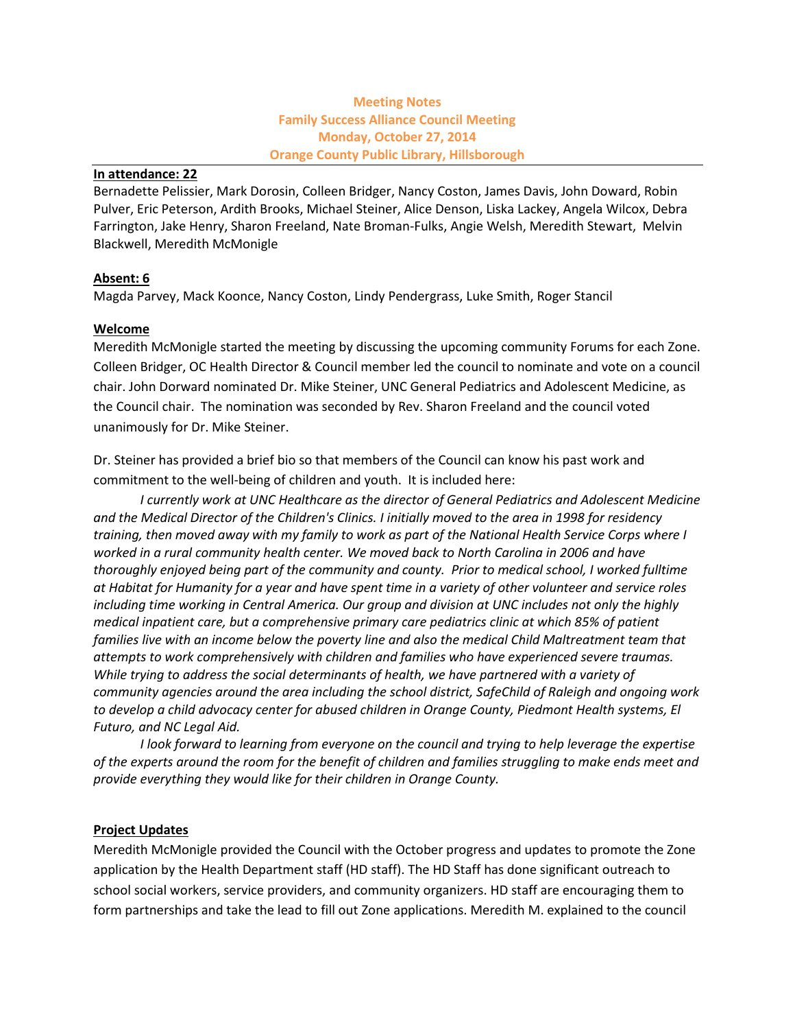**Meeting Notes**
**Family Success Alliance Council Meeting**
**Monday, October 27, 2014**
**Orange County Public Library, Hillsborough**

**In attendance: 22**

Bernadette Pelissier, Mark Dorosin, Colleen Bridger, Nancy Coston, James Davis, John Doward, Robin Pulver, Eric Peterson, Ardith Brooks, Michael Steiner, Alice Denson, Liska Lackey, Angela Wilcox, Debra Farrington, Jake Henry, Sharon Freeland, Nate Broman-Fulks, Angie Welsh, Meredith Stewart, Melvin Blackwell, Meredith McMonigle

**Absent: 6**

Magda Parvey, Mack Koonce, Nancy Coston, Lindy Pendergrass, Luke Smith, Roger Stancil

**Welcome**

Meredith McMonigle started the meeting by discussing the upcoming community Forums for each Zone. Colleen Bridger, OC Health Director & Council member led the council to nominate and vote on a council chair. John Dorward nominated Dr. Mike Steiner, UNC General Pediatrics and Adolescent Medicine, as the Council chair. The nomination was seconded by Rev. Sharon Freeland and the council voted unanimously for Dr. Mike Steiner.

Dr. Steiner has provided a brief bio so that members of the Council can know his past work and commitment to the well-being of children and youth. It is included here:

*I currently work at UNC Healthcare as the director of General Pediatrics and Adolescent Medicine and the Medical Director of the Children's Clinics. I initially moved to the area in 1998 for residency training, then moved away with my family to work as part of the National Health Service Corps where I worked in a rural community health center. We moved back to North Carolina in 2006 and have thoroughly enjoyed being part of the community and county. Prior to medical school, I worked fulltime at Habitat for Humanity for a year and have spent time in a variety of other volunteer and service roles including time working in Central America. Our group and division at UNC includes not only the highly medical inpatient care, but a comprehensive primary care pediatrics clinic at which 85% of patient families live with an income below the poverty line and also the medical Child Maltreatment team that attempts to work comprehensively with children and families who have experienced severe traumas. While trying to address the social determinants of health, we have partnered with a variety of community agencies around the area including the school district, SafeChild of Raleigh and ongoing work to develop a child advocacy center for abused children in Orange County, Piedmont Health systems, El Futuro, and NC Legal Aid.*

*I look forward to learning from everyone on the council and trying to help leverage the expertise of the experts around the room for the benefit of children and families struggling to make ends meet and provide everything they would like for their children in Orange County.*

**Project Updates**

Meredith McMonigle provided the Council with the October progress and updates to promote the Zone application by the Health Department staff (HD staff). The HD Staff has done significant outreach to school social workers, service providers, and community organizers. HD staff are encouraging them to form partnerships and take the lead to fill out Zone applications. Meredith M. explained to the council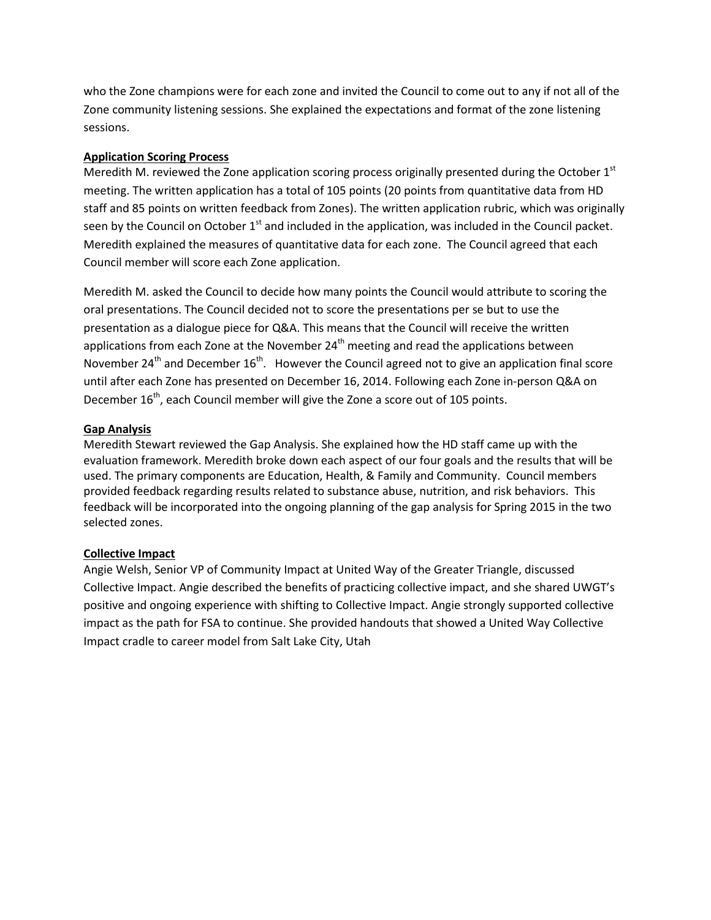who the Zone champions were for each zone and invited the Council to come out to any if not all of the Zone community listening sessions. She explained the expectations and format of the zone listening sessions.

**Application Scoring Process**

Meredith M. reviewed the Zone application scoring process originally presented during the October 1st meeting. The written application has a total of 105 points (20 points from quantitative data from HD staff and 85 points on written feedback from Zones). The written application rubric, which was originally seen by the Council on October 1st and included in the application, was included in the Council packet. Meredith explained the measures of quantitative data for each zone. The Council agreed that each Council member will score each Zone application.

Meredith M. asked the Council to decide how many points the Council would attribute to scoring the oral presentations. The Council decided not to score the presentations per se but to use the presentation as a dialogue piece for Q&A. This means that the Council will receive the written applications from each Zone at the November 24th meeting and read the applications between November 24th and December 16th. However the Council agreed not to give an application final score until after each Zone has presented on December 16, 2014. Following each Zone in-person Q&A on December 16th, each Council member will give the Zone a score out of 105 points.

**Gap Analysis**

Meredith Stewart reviewed the Gap Analysis. She explained how the HD staff came up with the evaluation framework. Meredith broke down each aspect of our four goals and the results that will be used. The primary components are Education, Health, & Family and Community. Council members provided feedback regarding results related to substance abuse, nutrition, and risk behaviors. This feedback will be incorporated into the ongoing planning of the gap analysis for Spring 2015 in the two selected zones.

**Collective Impact**

Angie Welsh, Senior VP of Community Impact at United Way of the Greater Triangle, discussed Collective Impact. Angie described the benefits of practicing collective impact, and she shared UWGT's positive and ongoing experience with shifting to Collective Impact. Angie strongly supported collective impact as the path for FSA to continue. She provided handouts that showed a United Way Collective Impact cradle to career model from Salt Lake City, Utah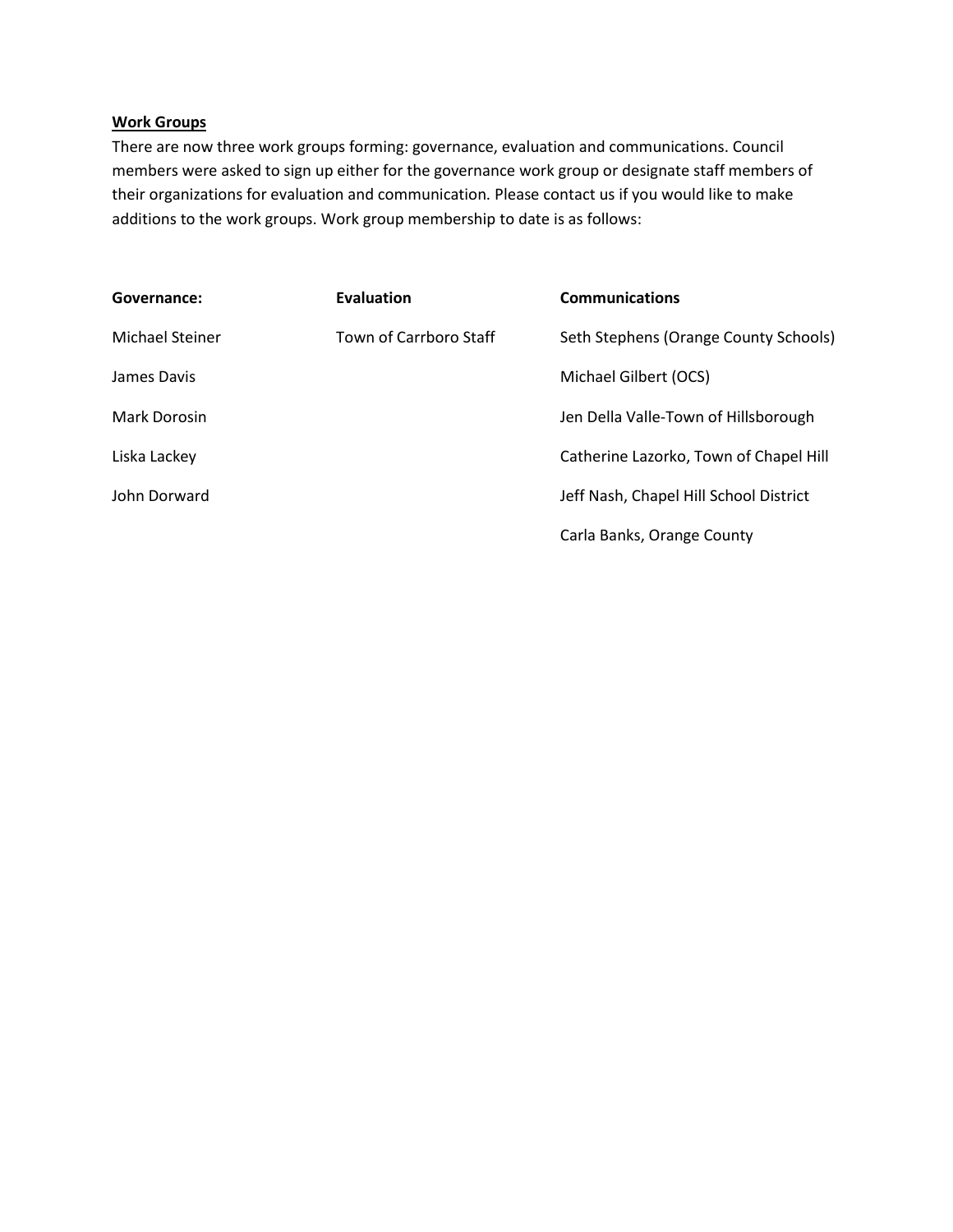**Work Groups**

There are now three work groups forming: governance, evaluation and communications. Council members were asked to sign up either for the governance work group or designate staff members of their organizations for evaluation and communication. Please contact us if you would like to make additions to the work groups. Work group membership to date is as follows:

| Governance: | Evaluation | Communications |
|---|---|---|
| Michael Steiner | Town of Carrboro Staff | Seth Stephens (Orange County Schools) |
| James Davis | | Michael Gilbert (OCS) |
| Mark Dorosin | | Jen Della Valle-Town of Hillsborough |
| Liska Lackey | | Catherine Lazorko, Town of Chapel Hill |
| John Dorward | | Jeff Nash, Chapel Hill School District |
| | | Carla Banks, Orange County |